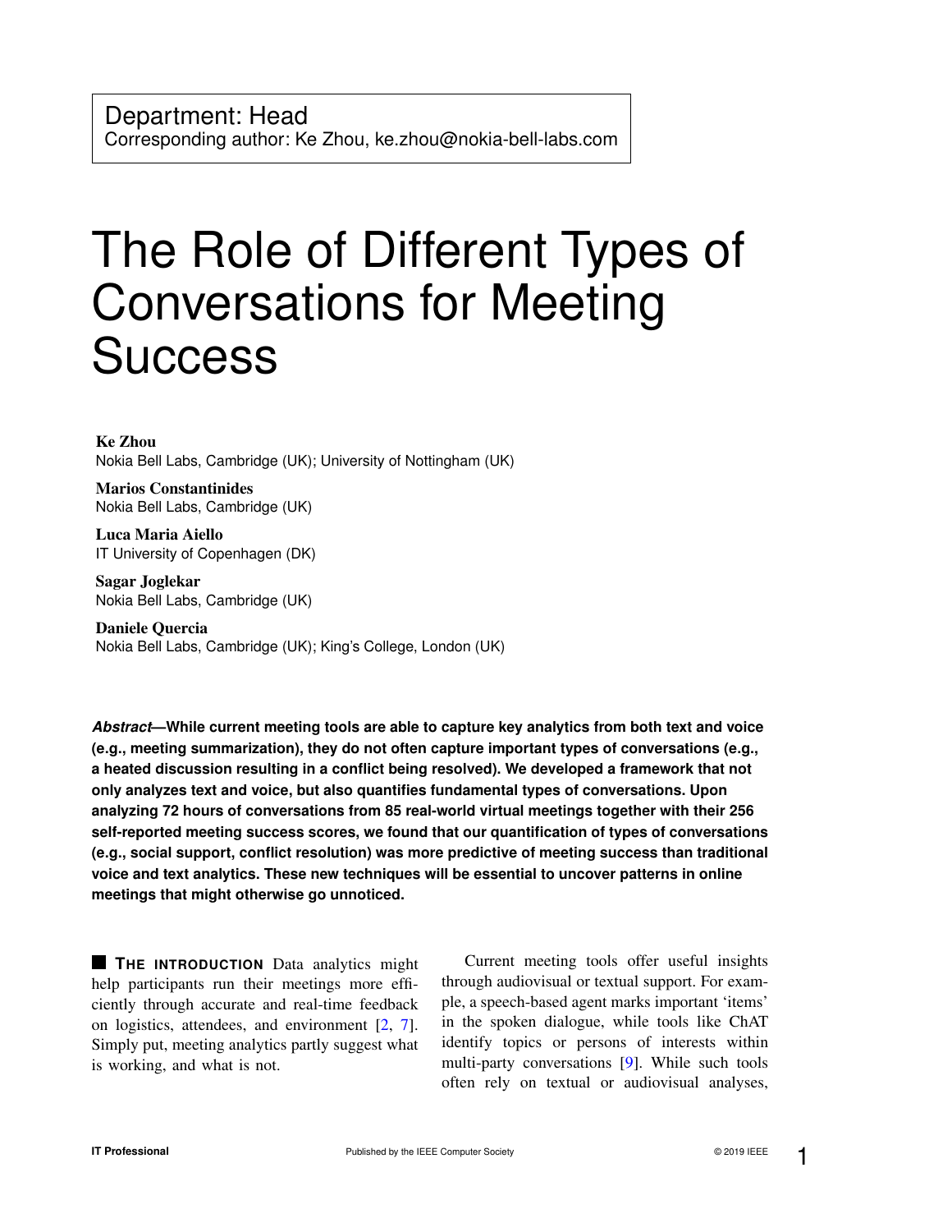Department: Head
Corresponding author: Ke Zhou, ke.zhou@nokia-bell-labs.com

# The Role of Different Types of Conversations for Meeting Success

**Ke Zhou**
Nokia Bell Labs, Cambridge (UK); University of Nottingham (UK)

**Marios Constantinides**
Nokia Bell Labs, Cambridge (UK)

**Luca Maria Aiello**
IT University of Copenhagen (DK)

**Sagar Joglekar**
Nokia Bell Labs, Cambridge (UK)

**Daniele Quercia**
Nokia Bell Labs, Cambridge (UK); King's College, London (UK)

***Abstract*—While current meeting tools are able to capture key analytics from both text and voice (e.g., meeting summarization), they do not often capture important types of conversations (e.g., a heated discussion resulting in a conflict being resolved). We developed a framework that not only analyzes text and voice, but also quantifies fundamental types of conversations. Upon analyzing 72 hours of conversations from 85 real-world virtual meetings together with their 256 self-reported meeting success scores, we found that our quantification of types of conversations (e.g., social support, conflict resolution) was more predictive of meeting success than traditional voice and text analytics. These new techniques will be essential to uncover patterns in online meetings that might otherwise go unnoticed.**

**THE INTRODUCTION** Data analytics might help participants run their meetings more efficiently through accurate and real-time feedback on logistics, attendees, and environment [2, 7]. Simply put, meeting analytics partly suggest what is working, and what is not.

Current meeting tools offer useful insights through audiovisual or textual support. For example, a speech-based agent marks important 'items' in the spoken dialogue, while tools like ChAT identify topics or persons of interests within multi-party conversations [9]. While such tools often rely on textual or audiovisual analyses,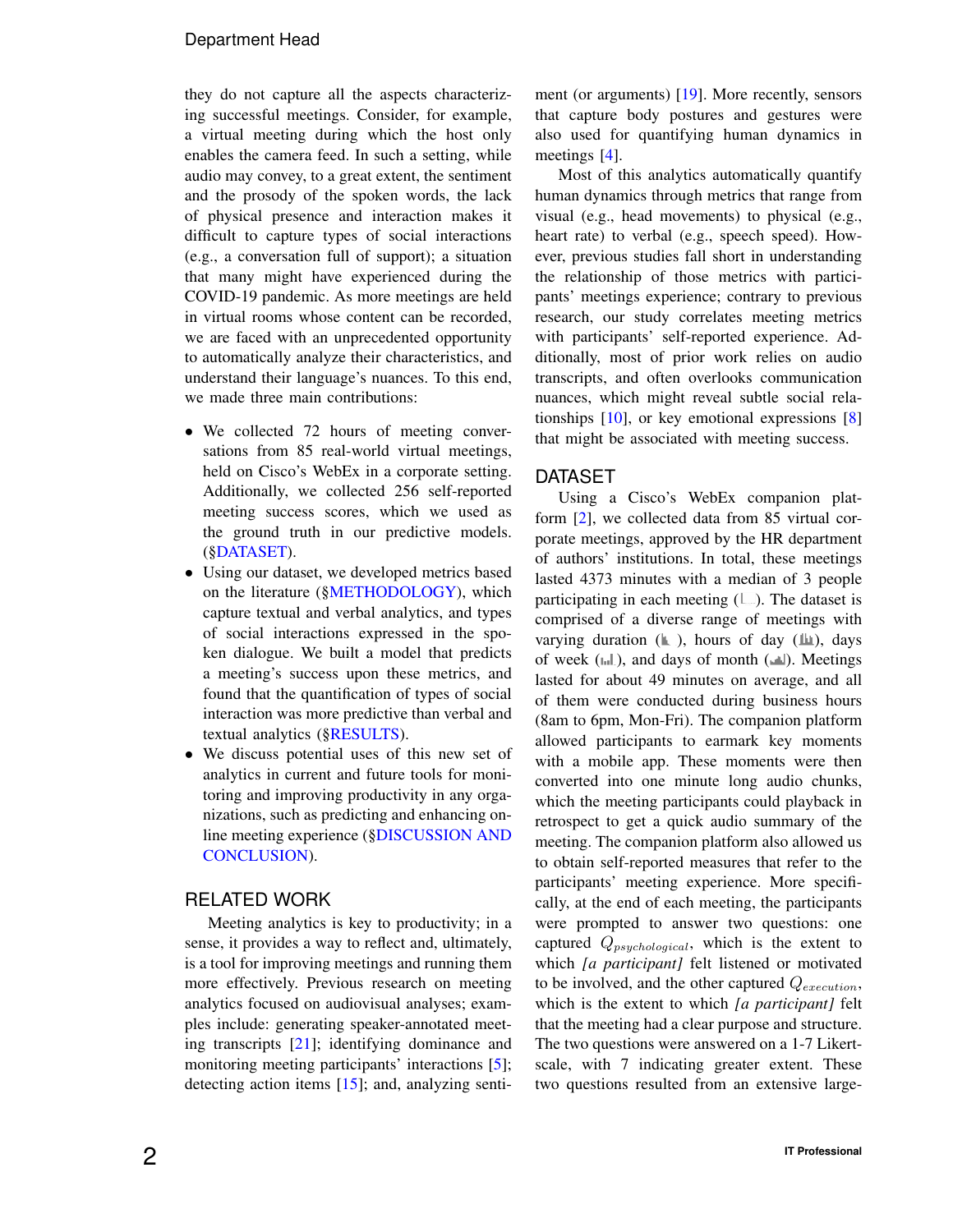they do not capture all the aspects characterizing successful meetings. Consider, for example, a virtual meeting during which the host only enables the camera feed. In such a setting, while audio may convey, to a great extent, the sentiment and the prosody of the spoken words, the lack of physical presence and interaction makes it difficult to capture types of social interactions (e.g., a conversation full of support); a situation that many might have experienced during the COVID-19 pandemic. As more meetings are held in virtual rooms whose content can be recorded, we are faced with an unprecedented opportunity to automatically analyze their characteristics, and understand their language's nuances. To this end, we made three main contributions:

- We collected 72 hours of meeting conversations from 85 real-world virtual meetings, held on Cisco's WebEx in a corporate setting. Additionally, we collected 256 self-reported meeting success scores, which we used as the ground truth in our predictive models. (§DATASET).
- Using our dataset, we developed metrics based on the literature (§METHODOLOGY), which capture textual and verbal analytics, and types of social interactions expressed in the spoken dialogue. We built a model that predicts a meeting's success upon these metrics, and found that the quantification of types of social interaction was more predictive than verbal and textual analytics (§RESULTS).
- We discuss potential uses of this new set of analytics in current and future tools for monitoring and improving productivity in any organizations, such as predicting and enhancing online meeting experience (§DISCUSSION AND CONCLUSION).

## RELATED WORK

Meeting analytics is key to productivity; in a sense, it provides a way to reflect and, ultimately, is a tool for improving meetings and running them more effectively. Previous research on meeting analytics focused on audiovisual analyses; examples include: generating speaker-annotated meeting transcripts [21]; identifying dominance and monitoring meeting participants' interactions [5]; detecting action items [15]; and, analyzing sentiment (or arguments) [19]. More recently, sensors that capture body postures and gestures were also used for quantifying human dynamics in meetings [4].

Most of this analytics automatically quantify human dynamics through metrics that range from visual (e.g., head movements) to physical (e.g., heart rate) to verbal (e.g., speech speed). However, previous studies fall short in understanding the relationship of those metrics with participants' meetings experience; contrary to previous research, our study correlates meeting metrics with participants' self-reported experience. Additionally, most of prior work relies on audio transcripts, and often overlooks communication nuances, which might reveal subtle social relationships [10], or key emotional expressions [8] that might be associated with meeting success.

## DATASET

Using a Cisco's WebEx companion platform [2], we collected data from 85 virtual corporate meetings, approved by the HR department of authors' institutions. In total, these meetings lasted 4373 minutes with a median of 3 people participating in each meeting. The dataset is comprised of a diverse range of meetings with varying duration, hours of day, days of week, and days of month. Meetings lasted for about 49 minutes on average, and all of them were conducted during business hours (8am to 6pm, Mon-Fri). The companion platform allowed participants to earmark key moments with a mobile app. These moments were then converted into one minute long audio chunks, which the meeting participants could playback in retrospect to get a quick audio summary of the meeting. The companion platform also allowed us to obtain self-reported measures that refer to the participants' meeting experience. More specifically, at the end of each meeting, the participants were prompted to answer two questions: one captured $Q_{psychological}$, which is the extent to which *[a participant]* felt listened or motivated to be involved, and the other captured $Q_{execution}$, which is the extent to which *[a participant]* felt that the meeting had a clear purpose and structure. The two questions were answered on a 1-7 Likert-scale, with 7 indicating greater extent. These two questions resulted from an extensive large-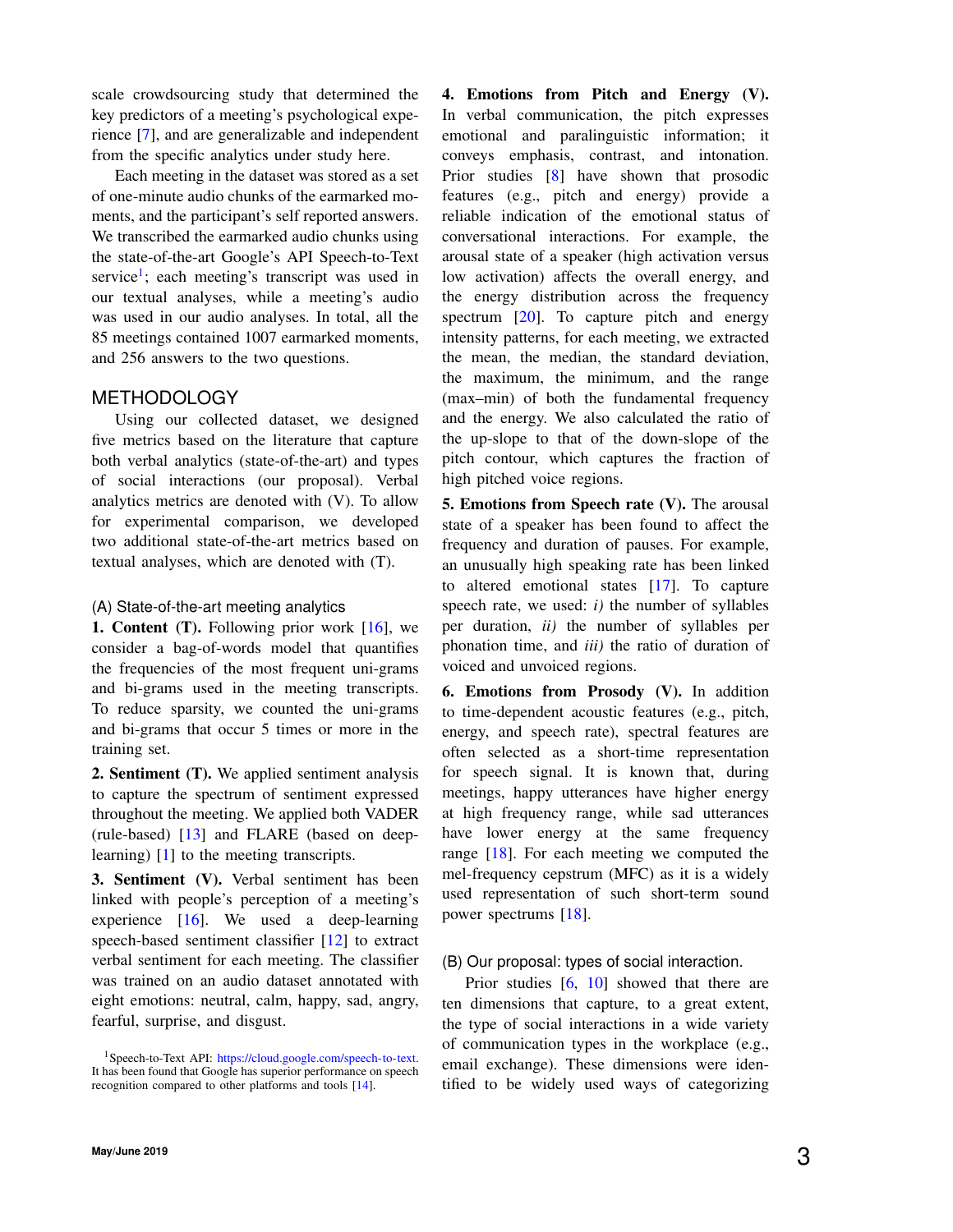scale crowdsourcing study that determined the key predictors of a meeting's psychological experience [7], and are generalizable and independent from the specific analytics under study here.

Each meeting in the dataset was stored as a set of one-minute audio chunks of the earmarked moments, and the participant's self reported answers. We transcribed the earmarked audio chunks using the state-of-the-art Google's API Speech-to-Text service[1]; each meeting's transcript was used in our textual analyses, while a meeting's audio was used in our audio analyses. In total, all the 85 meetings contained 1007 earmarked moments, and 256 answers to the two questions.

## METHODOLOGY

Using our collected dataset, we designed five metrics based on the literature that capture both verbal analytics (state-of-the-art) and types of social interactions (our proposal). Verbal analytics metrics are denoted with (V). To allow for experimental comparison, we developed two additional state-of-the-art metrics based on textual analyses, which are denoted with (T).

### (A) State-of-the-art meeting analytics

**1. Content (T).** Following prior work [16], we consider a bag-of-words model that quantifies the frequencies of the most frequent uni-grams and bi-grams used in the meeting transcripts. To reduce sparsity, we counted the uni-grams and bi-grams that occur 5 times or more in the training set.

**2. Sentiment (T).** We applied sentiment analysis to capture the spectrum of sentiment expressed throughout the meeting. We applied both VADER (rule-based) [13] and FLARE (based on deep-learning) [1] to the meeting transcripts.

**3. Sentiment (V).** Verbal sentiment has been linked with people's perception of a meeting's experience [16]. We used a deep-learning speech-based sentiment classifier [12] to extract verbal sentiment for each meeting. The classifier was trained on an audio dataset annotated with eight emotions: neutral, calm, happy, sad, angry, fearful, surprise, and disgust.

**4. Emotions from Pitch and Energy (V).** In verbal communication, the pitch expresses emotional and paralinguistic information; it conveys emphasis, contrast, and intonation. Prior studies [8] have shown that prosodic features (e.g., pitch and energy) provide a reliable indication of the emotional status of conversational interactions. For example, the arousal state of a speaker (high activation versus low activation) affects the overall energy, and the energy distribution across the frequency spectrum [20]. To capture pitch and energy intensity patterns, for each meeting, we extracted the mean, the median, the standard deviation, the maximum, the minimum, and the range (max–min) of both the fundamental frequency and the energy. We also calculated the ratio of the up-slope to that of the down-slope of the pitch contour, which captures the fraction of high pitched voice regions.

**5. Emotions from Speech rate (V).** The arousal state of a speaker has been found to affect the frequency and duration of pauses. For example, an unusually high speaking rate has been linked to altered emotional states [17]. To capture speech rate, we used: *i)* the number of syllables per duration, *ii)* the number of syllables per phonation time, and *iii)* the ratio of duration of voiced and unvoiced regions.

**6. Emotions from Prosody (V).** In addition to time-dependent acoustic features (e.g., pitch, energy, and speech rate), spectral features are often selected as a short-time representation for speech signal. It is known that, during meetings, happy utterances have higher energy at high frequency range, while sad utterances have lower energy at the same frequency range [18]. For each meeting we computed the mel-frequency cepstrum (MFC) as it is a widely used representation of such short-term sound power spectrums [18].

### (B) Our proposal: types of social interaction.

Prior studies [6, 10] showed that there are ten dimensions that capture, to a great extent, the type of social interactions in a wide variety of communication types in the workplace (e.g., email exchange). These dimensions were identified to be widely used ways of categorizing

[1] Speech-to-Text API: https://cloud.google.com/speech-to-text. It has been found that Google has superior performance on speech recognition compared to other platforms and tools [14].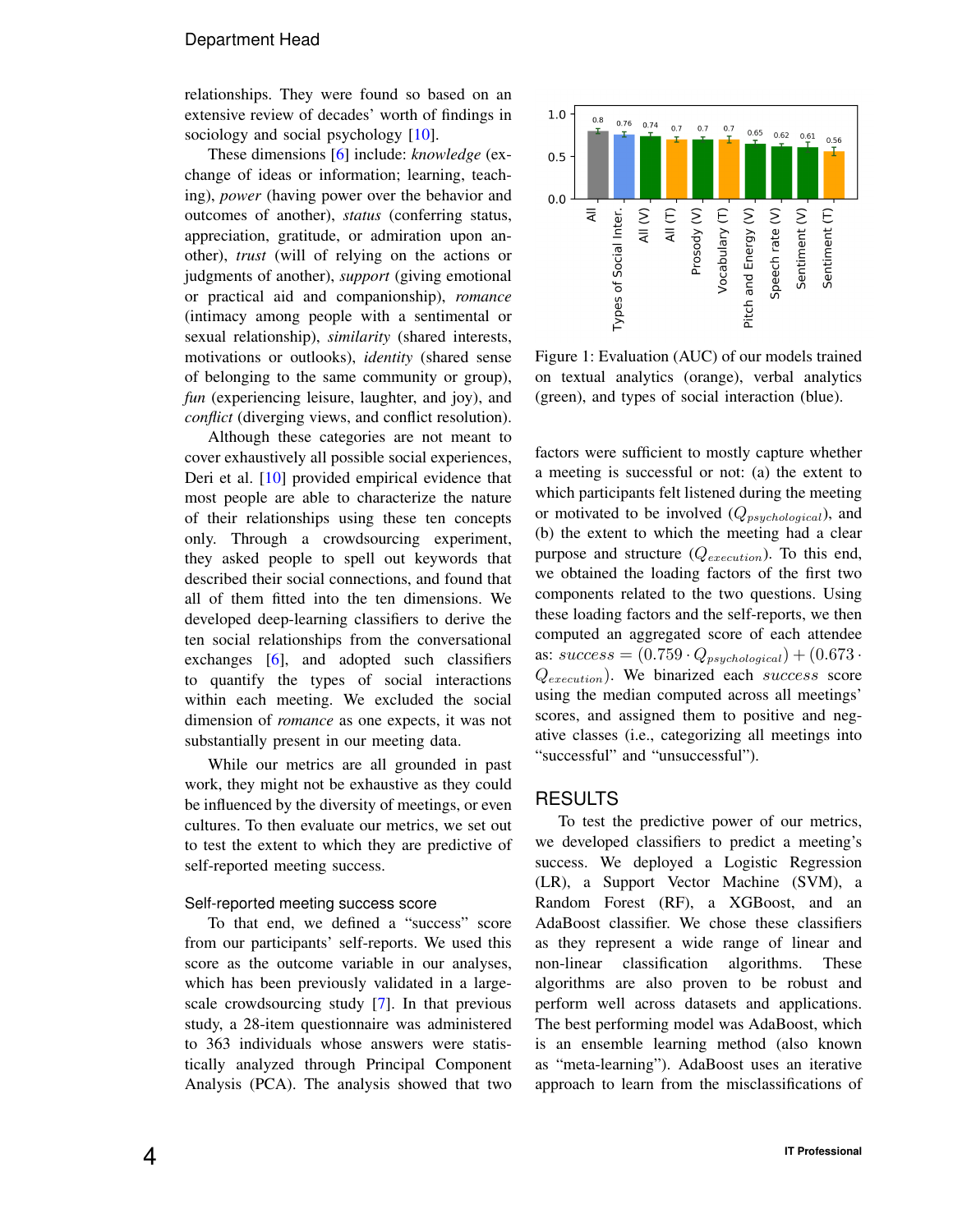relationships. They were found so based on an extensive review of decades' worth of findings in sociology and social psychology [10].

These dimensions [6] include: *knowledge* (exchange of ideas or information; learning, teaching), *power* (having power over the behavior and outcomes of another), *status* (conferring status, appreciation, gratitude, or admiration upon another), *trust* (will of relying on the actions or judgments of another), *support* (giving emotional or practical aid and companionship), *romance* (intimacy among people with a sentimental or sexual relationship), *similarity* (shared interests, motivations or outlooks), *identity* (shared sense of belonging to the same community or group), *fun* (experiencing leisure, laughter, and joy), and *conflict* (diverging views, and conflict resolution).

Although these categories are not meant to cover exhaustively all possible social experiences, Deri et al. [10] provided empirical evidence that most people are able to characterize the nature of their relationships using these ten concepts only. Through a crowdsourcing experiment, they asked people to spell out keywords that described their social connections, and found that all of them fitted into the ten dimensions. We developed deep-learning classifiers to derive the ten social relationships from the conversational exchanges [6], and adopted such classifiers to quantify the types of social interactions within each meeting. We excluded the social dimension of *romance* as one expects, it was not substantially present in our meeting data.

While our metrics are all grounded in past work, they might not be exhaustive as they could be influenced by the diversity of meetings, or even cultures. To then evaluate our metrics, we set out to test the extent to which they are predictive of self-reported meeting success.

### Self-reported meeting success score

To that end, we defined a "success" score from our participants' self-reports. We used this score as the outcome variable in our analyses, which has been previously validated in a large-scale crowdsourcing study [7]. In that previous study, a 28-item questionnaire was administered to 363 individuals whose answers were statistically analyzed through Principal Component Analysis (PCA). The analysis showed that two factors were sufficient to mostly capture whether a meeting is successful or not: (a) the extent to which participants felt listened during the meeting or motivated to be involved ($Q_{psychological}$), and (b) the extent to which the meeting had a clear purpose and structure ($Q_{execution}$). To this end, we obtained the loading factors of the first two components related to the two questions. Using these loading factors and the self-reports, we then computed an aggregated score of each attendee as: $success = (0.759 \cdot Q_{psychological}) + (0.673 \cdot Q_{execution})$. We binarized each $success$ score using the median computed across all meetings' scores, and assigned them to positive and negative classes (i.e., categorizing all meetings into "successful" and "unsuccessful").

| | All | Types of Social Inter. | All (V) | All (T) | Prosody (V) | Vocabulary (T) | Pitch and Energy (V) | Speech rate (V) | Sentiment (V) | Sentiment (T) |
|---|---|---|---|---|---|---|---|---|---|---|
| AUC | 0.8 | 0.76 | 0.74 | 0.7 | 0.7 | 0.7 | 0.65 | 0.62 | 0.61 | 0.56 |

Figure 1: Evaluation (AUC) of our models trained on textual analytics (orange), verbal analytics (green), and types of social interaction (blue).

## RESULTS

To test the predictive power of our metrics, we developed classifiers to predict a meeting's success. We deployed a Logistic Regression (LR), a Support Vector Machine (SVM), a Random Forest (RF), a XGBoost, and an AdaBoost classifier. We chose these classifiers as they represent a wide range of linear and non-linear classification algorithms. These algorithms are also proven to be robust and perform well across datasets and applications. The best performing model was AdaBoost, which is an ensemble learning method (also known as "meta-learning"). AdaBoost uses an iterative approach to learn from the misclassifications of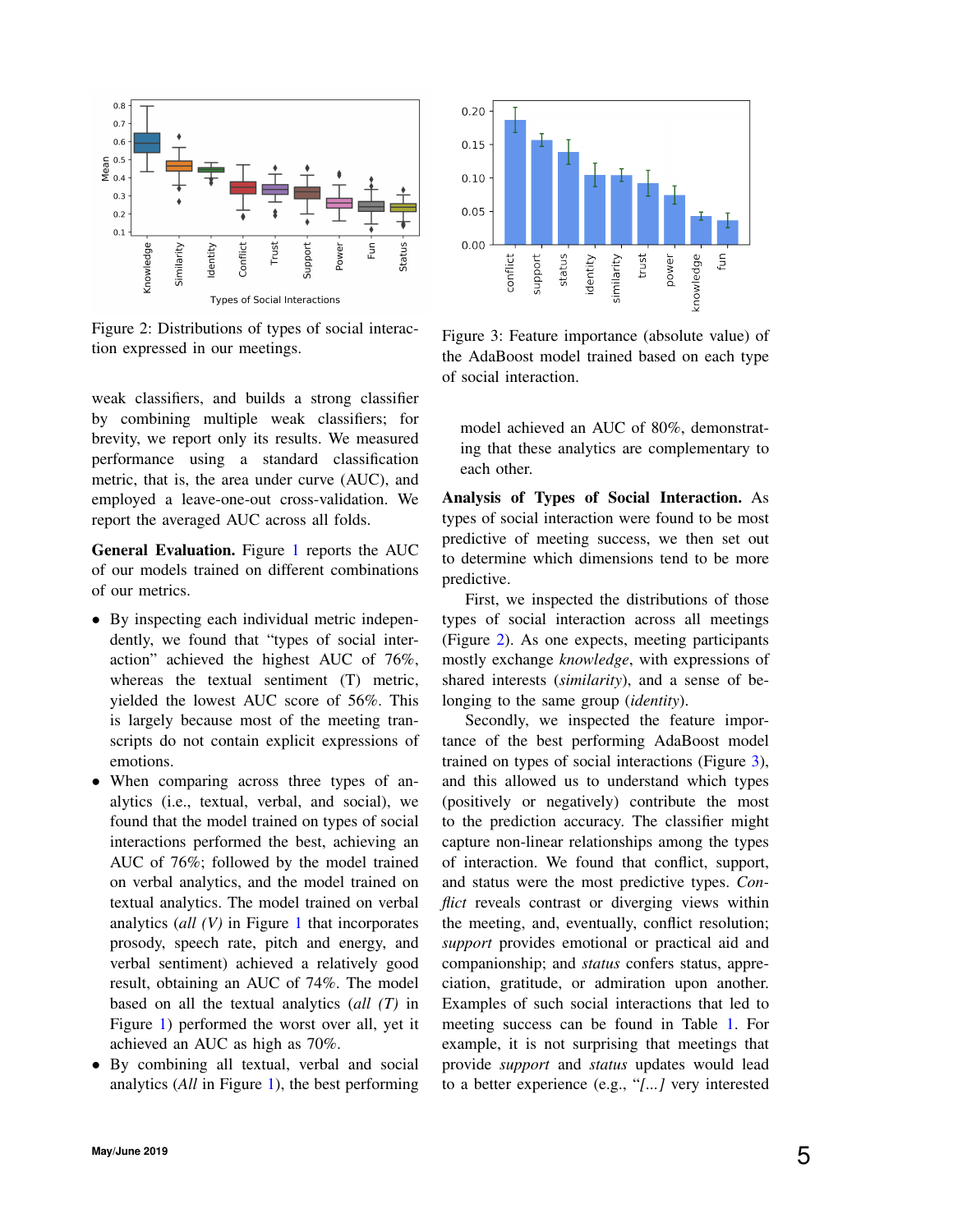Figure 2: Distributions of types of social interaction expressed in our meetings.

Figure 3: Feature importance (absolute value) of the AdaBoost model trained based on each type of social interaction.

weak classifiers, and builds a strong classifier by combining multiple weak classifiers; for brevity, we report only its results. We measured performance using a standard classification metric, that is, the area under curve (AUC), and employed a leave-one-out cross-validation. We report the averaged AUC across all folds.

**General Evaluation.** Figure 1 reports the AUC of our models trained on different combinations of our metrics.

- By inspecting each individual metric independently, we found that "types of social interaction" achieved the highest AUC of 76%, whereas the textual sentiment (T) metric, yielded the lowest AUC score of 56%. This is largely because most of the meeting transcripts do not contain explicit expressions of emotions.
- When comparing across three types of analytics (i.e., textual, verbal, and social), we found that the model trained on types of social interactions performed the best, achieving an AUC of 76%; followed by the model trained on verbal analytics, and the model trained on textual analytics. The model trained on verbal analytics (*all (V)* in Figure 1 that incorporates prosody, speech rate, pitch and energy, and verbal sentiment) achieved a relatively good result, obtaining an AUC of 74%. The model based on all the textual analytics (*all (T)* in Figure 1) performed the worst over all, yet it achieved an AUC as high as 70%.
- By combining all textual, verbal and social analytics (*All* in Figure 1), the best performing model achieved an AUC of 80%, demonstrating that these analytics are complementary to each other.

**Analysis of Types of Social Interaction.** As types of social interaction were found to be most predictive of meeting success, we then set out to determine which dimensions tend to be more predictive.

First, we inspected the distributions of those types of social interaction across all meetings (Figure 2). As one expects, meeting participants mostly exchange *knowledge*, with expressions of shared interests (*similarity*), and a sense of belonging to the same group (*identity*).

Secondly, we inspected the feature importance of the best performing AdaBoost model trained on types of social interactions (Figure 3), and this allowed us to understand which types (positively or negatively) contribute the most to the prediction accuracy. The classifier might capture non-linear relationships among the types of interaction. We found that conflict, support, and status were the most predictive types. *Conflict* reveals contrast or diverging views within the meeting, and, eventually, conflict resolution; *support* provides emotional or practical aid and companionship; and *status* confers status, appreciation, gratitude, or admiration upon another. Examples of such social interactions that led to meeting success can be found in Table 1. For example, it is not surprising that meetings that provide *support* and *status* updates would lead to a better experience (e.g., "*[...]* very interested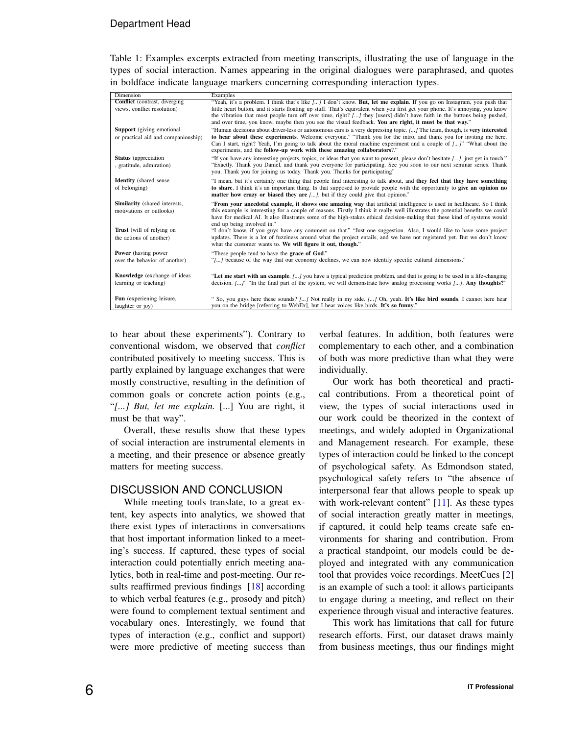Table 1: Examples excerpts extracted from meeting transcripts, illustrating the use of language in the types of social interaction. Names appearing in the original dialogues were paraphrased, and quotes in boldface indicate language markers concerning corresponding interaction types.

| Dimension | Examples |
|---|---|
| **Conflict** (contrast, diverging views, conflict resolution) | "Yeah, it's a problem. I think that's like *[...]* I don't know. **But, let me explain**. If you go on Instagram, you push that little heart button, and it starts floating up stuff. That's equivalent when you first get your phone. It's annoying, you know the vibration that most people turn off over time, right? *[...]* they [users] didn't have faith in the buttons being pushed, and over time, you know, maybe then you see the visual feedback. **You are right, it must be that way.**" |
| **Support** (giving emotional or practical aid and companionship) | "Human decisions about driver-less or autonomous cars is a very depressing topic. *[...]* The team, though, is **very interested to hear about these experiments**. Welcome everyone." "Thank you for the intro, and thank you for inviting me here. Can I start, right? Yeah, I'm going to talk about the moral machine experiment and a couple of *[...]*" "What about the experiments, and the **follow-up work with these amazing collaborators**?" |
| **Status** (appreciation , gratitude, admiration) | "If you have any interesting projects, topics, or ideas that you want to present, please don't hesitate *[...]*, just get in touch." "Exactly. Thank you Daniel, and thank you everyone for participating. See you soon to our next seminar series. Thank you. Thank you for joining us today. Thank you. Thanks for participating" |
| **Identity** (shared sense of belonging) | "I mean, but it's certainly one thing that people find interesting to talk about, and **they feel that they have something to share**. I think it's an important thing. Is that supposed to provide people with the opportunity to **give an opinion no matter how crazy or biased they are** *[...]*, but if they could give that opinion." |
| **Similarity** (shared interests, motivations or outlooks) | "**From your anecdotal example, it shows one amazing way** that artificial intelligence is used in healthcare. So I think this example is interesting for a couple of reasons. Firstly I think it really well illustrates the potential benefits we could have for medical AI. It also illustrates some of the high-stakes ethical decision-making that these kind of systems would end up being involved in." |
| **Trust** (will of relying on the actions of another) | "I don't know, if you guys have any comment on that." "Just one suggestion. Also, I would like to have some project updates. There is a lot of fuzziness around what the project entails, and we have not registered yet. But we don't know what the customer wants to. **We will figure it out, though.**" |
| **Power** (having power over the behavior of another) | "These people tend to have the **grace of God**." "*[...]* because of the way that our economy declines, we can now identify specific cultural dimensions." |
| **Knowledge** (exchange of ideas learning or teaching) | "**Let me start with an example**. *[...]* you have a typical prediction problem, and that is going to be used in a life-changing decision. *[...]*" "In the final part of the system, we will demonstrate how analog processing works *[...]*. **Any thoughts?**" |
| **Fun** (experiening leisure, laughter or joy) | " So, you guys here these sounds? *[...]* Not really in my side. *[...]* Oh, yeah. **It's like bird sounds**. I cannot here hear you on the bridge [referring to WebEx], but I hear voices like birds. **It's so funny**." |

to hear about these experiments"). Contrary to conventional wisdom, we observed that *conflict* contributed positively to meeting success. This is partly explained by language exchanges that were mostly constructive, resulting in the definition of common goals or concrete action points (e.g., "*[...] But, let me explain.* [...] You are right, it must be that way".

Overall, these results show that these types of social interaction are instrumental elements in a meeting, and their presence or absence greatly matters for meeting success.

## DISCUSSION AND CONCLUSION

While meeting tools translate, to a great extent, key aspects into analytics, we showed that there exist types of interactions in conversations that host important information linked to a meeting's success. If captured, these types of social interaction could potentially enrich meeting analytics, both in real-time and post-meeting. Our results reaffirmed previous findings [18] according to which verbal features (e.g., prosody and pitch) were found to complement textual sentiment and vocabulary ones. Interestingly, we found that types of interaction (e.g., conflict and support) were more predictive of meeting success than verbal features. In addition, both features were complementary to each other, and a combination of both was more predictive than what they were individually.

Our work has both theoretical and practical contributions. From a theoretical point of view, the types of social interactions used in our work could be theorized in the context of meetings, and widely adopted in Organizational and Management research. For example, these types of interaction could be linked to the concept of psychological safety. As Edmondson stated, psychological safety refers to "the absence of interpersonal fear that allows people to speak up with work-relevant content" [11]. As these types of social interaction greatly matter in meetings, if captured, it could help teams create safe environments for sharing and contribution. From a practical standpoint, our models could be deployed and integrated with any communication tool that provides voice recordings. MeetCues [2] is an example of such a tool: it allows participants to engage during a meeting, and reflect on their experience through visual and interactive features.

This work has limitations that call for future research efforts. First, our dataset draws mainly from business meetings, thus our findings might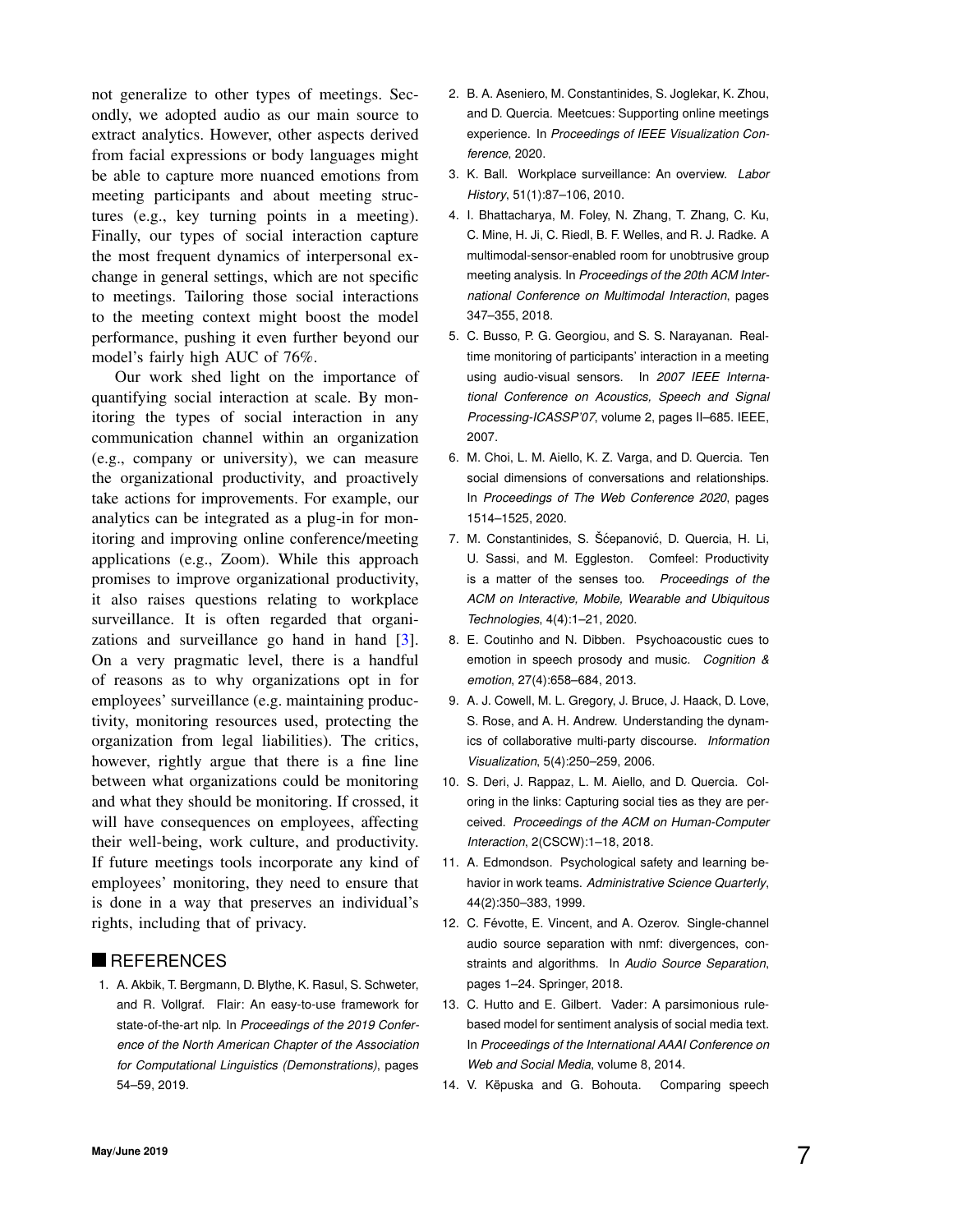not generalize to other types of meetings. Secondly, we adopted audio as our main source to extract analytics. However, other aspects derived from facial expressions or body languages might be able to capture more nuanced emotions from meeting participants and about meeting structures (e.g., key turning points in a meeting). Finally, our types of social interaction capture the most frequent dynamics of interpersonal exchange in general settings, which are not specific to meetings. Tailoring those social interactions to the meeting context might boost the model performance, pushing it even further beyond our model's fairly high AUC of 76%.

Our work shed light on the importance of quantifying social interaction at scale. By monitoring the types of social interaction in any communication channel within an organization (e.g., company or university), we can measure the organizational productivity, and proactively take actions for improvements. For example, our analytics can be integrated as a plug-in for monitoring and improving online conference/meeting applications (e.g., Zoom). While this approach promises to improve organizational productivity, it also raises questions relating to workplace surveillance. It is often regarded that organizations and surveillance go hand in hand [3]. On a very pragmatic level, there is a handful of reasons as to why organizations opt in for employees' surveillance (e.g. maintaining productivity, monitoring resources used, protecting the organization from legal liabilities). The critics, however, rightly argue that there is a fine line between what organizations could be monitoring and what they should be monitoring. If crossed, it will have consequences on employees, affecting their well-being, work culture, and productivity. If future meetings tools incorporate any kind of employees' monitoring, they need to ensure that is done in a way that preserves an individual's rights, including that of privacy.

## REFERENCES

1. A. Akbik, T. Bergmann, D. Blythe, K. Rasul, S. Schweter, and R. Vollgraf. Flair: An easy-to-use framework for state-of-the-art nlp. In *Proceedings of the 2019 Conference of the North American Chapter of the Association for Computational Linguistics (Demonstrations)*, pages 54–59, 2019.
2. B. A. Aseniero, M. Constantinides, S. Joglekar, K. Zhou, and D. Quercia. Meetcues: Supporting online meetings experience. In *Proceedings of IEEE Visualization Conference*, 2020.
3. K. Ball. Workplace surveillance: An overview. *Labor History*, 51(1):87–106, 2010.
4. I. Bhattacharya, M. Foley, N. Zhang, T. Zhang, C. Ku, C. Mine, H. Ji, C. Riedl, B. F. Welles, and R. J. Radke. A multimodal-sensor-enabled room for unobtrusive group meeting analysis. In *Proceedings of the 20th ACM International Conference on Multimodal Interaction*, pages 347–355, 2018.
5. C. Busso, P. G. Georgiou, and S. S. Narayanan. Real-time monitoring of participants' interaction in a meeting using audio-visual sensors. In *2007 IEEE International Conference on Acoustics, Speech and Signal Processing-ICASSP'07*, volume 2, pages II–685. IEEE, 2007.
6. M. Choi, L. M. Aiello, K. Z. Varga, and D. Quercia. Ten social dimensions of conversations and relationships. In *Proceedings of The Web Conference 2020*, pages 1514–1525, 2020.
7. M. Constantinides, S. Šćepanović, D. Quercia, H. Li, U. Sassi, and M. Eggleston. Comfeel: Productivity is a matter of the senses too. *Proceedings of the ACM on Interactive, Mobile, Wearable and Ubiquitous Technologies*, 4(4):1–21, 2020.
8. E. Coutinho and N. Dibben. Psychoacoustic cues to emotion in speech prosody and music. *Cognition & emotion*, 27(4):658–684, 2013.
9. A. J. Cowell, M. L. Gregory, J. Bruce, J. Haack, D. Love, S. Rose, and A. H. Andrew. Understanding the dynamics of collaborative multi-party discourse. *Information Visualization*, 5(4):250–259, 2006.
10. S. Deri, J. Rappaz, L. M. Aiello, and D. Quercia. Coloring in the links: Capturing social ties as they are perceived. *Proceedings of the ACM on Human-Computer Interaction*, 2(CSCW):1–18, 2018.
11. A. Edmondson. Psychological safety and learning behavior in work teams. *Administrative Science Quarterly*, 44(2):350–383, 1999.
12. C. Févotte, E. Vincent, and A. Ozerov. Single-channel audio source separation with nmf: divergences, constraints and algorithms. In *Audio Source Separation*, pages 1–24. Springer, 2018.
13. C. Hutto and E. Gilbert. Vader: A parsimonious rule-based model for sentiment analysis of social media text. In *Proceedings of the International AAAI Conference on Web and Social Media*, volume 8, 2014.
14. V. Këpuska and G. Bohouta. Comparing speech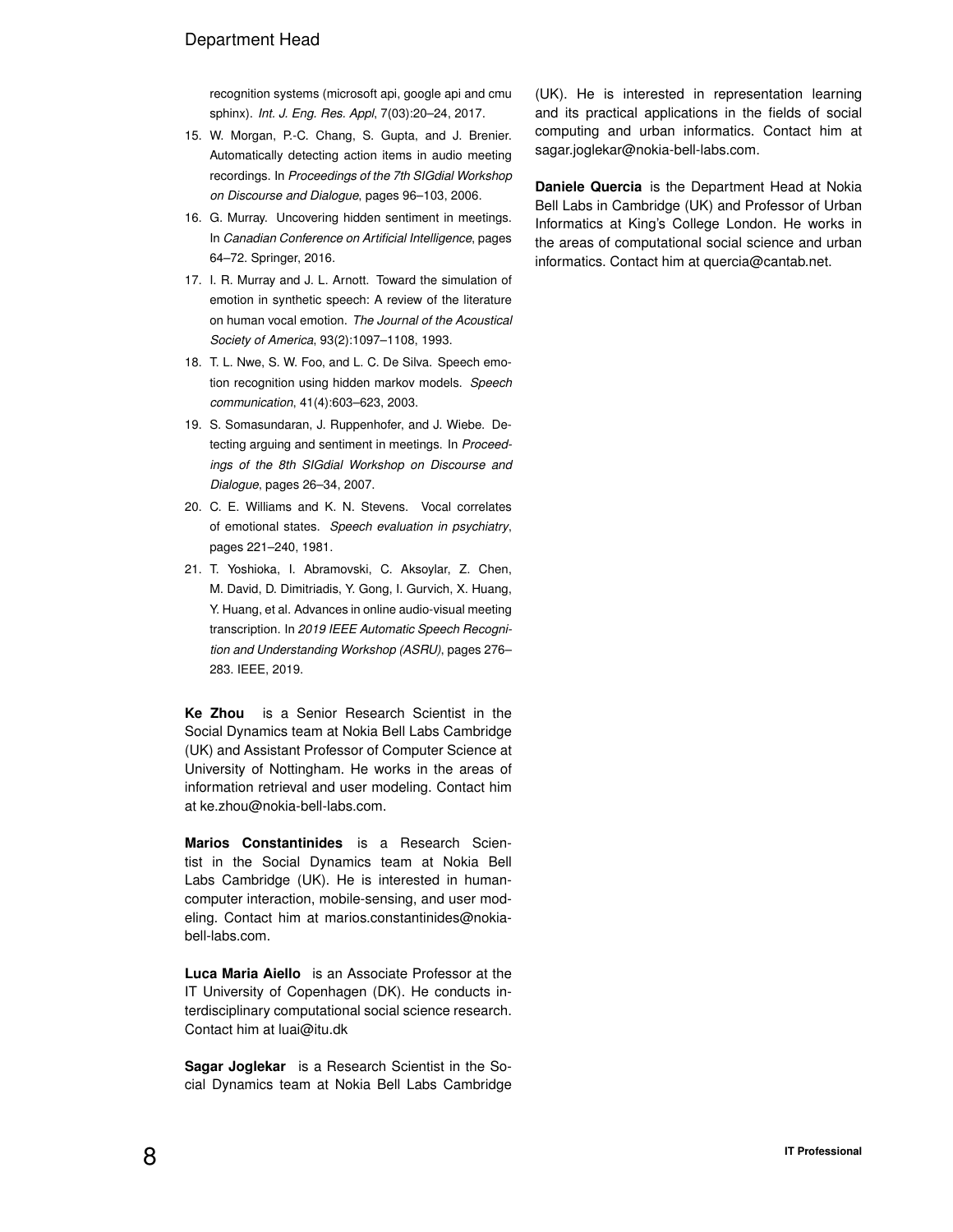recognition systems (microsoft api, google api and cmu sphinx). *Int. J. Eng. Res. Appl*, 7(03):20–24, 2017.

15. W. Morgan, P.-C. Chang, S. Gupta, and J. Brenier. Automatically detecting action items in audio meeting recordings. In *Proceedings of the 7th SIGdial Workshop on Discourse and Dialogue*, pages 96–103, 2006.
16. G. Murray. Uncovering hidden sentiment in meetings. In *Canadian Conference on Artificial Intelligence*, pages 64–72. Springer, 2016.
17. I. R. Murray and J. L. Arnott. Toward the simulation of emotion in synthetic speech: A review of the literature on human vocal emotion. *The Journal of the Acoustical Society of America*, 93(2):1097–1108, 1993.
18. T. L. Nwe, S. W. Foo, and L. C. De Silva. Speech emotion recognition using hidden markov models. *Speech communication*, 41(4):603–623, 2003.
19. S. Somasundaran, J. Ruppenhofer, and J. Wiebe. Detecting arguing and sentiment in meetings. In *Proceedings of the 8th SIGdial Workshop on Discourse and Dialogue*, pages 26–34, 2007.
20. C. E. Williams and K. N. Stevens. Vocal correlates of emotional states. *Speech evaluation in psychiatry*, pages 221–240, 1981.
21. T. Yoshioka, I. Abramovski, C. Aksoylar, Z. Chen, M. David, D. Dimitriadis, Y. Gong, I. Gurvich, X. Huang, Y. Huang, et al. Advances in online audio-visual meeting transcription. In *2019 IEEE Automatic Speech Recognition and Understanding Workshop (ASRU)*, pages 276–283. IEEE, 2019.

**Ke Zhou** is a Senior Research Scientist in the Social Dynamics team at Nokia Bell Labs Cambridge (UK) and Assistant Professor of Computer Science at University of Nottingham. He works in the areas of information retrieval and user modeling. Contact him at ke.zhou@nokia-bell-labs.com.

**Marios Constantinides** is a Research Scientist in the Social Dynamics team at Nokia Bell Labs Cambridge (UK). He is interested in human-computer interaction, mobile-sensing, and user modeling. Contact him at marios.constantinides@nokia-bell-labs.com.

**Luca Maria Aiello** is an Associate Professor at the IT University of Copenhagen (DK). He conducts interdisciplinary computational social science research. Contact him at luai@itu.dk

**Sagar Joglekar** is a Research Scientist in the Social Dynamics team at Nokia Bell Labs Cambridge (UK). He is interested in representation learning and its practical applications in the fields of social computing and urban informatics. Contact him at sagar.joglekar@nokia-bell-labs.com.

**Daniele Quercia** is the Department Head at Nokia Bell Labs in Cambridge (UK) and Professor of Urban Informatics at King's College London. He works in the areas of computational social science and urban informatics. Contact him at quercia@cantab.net.